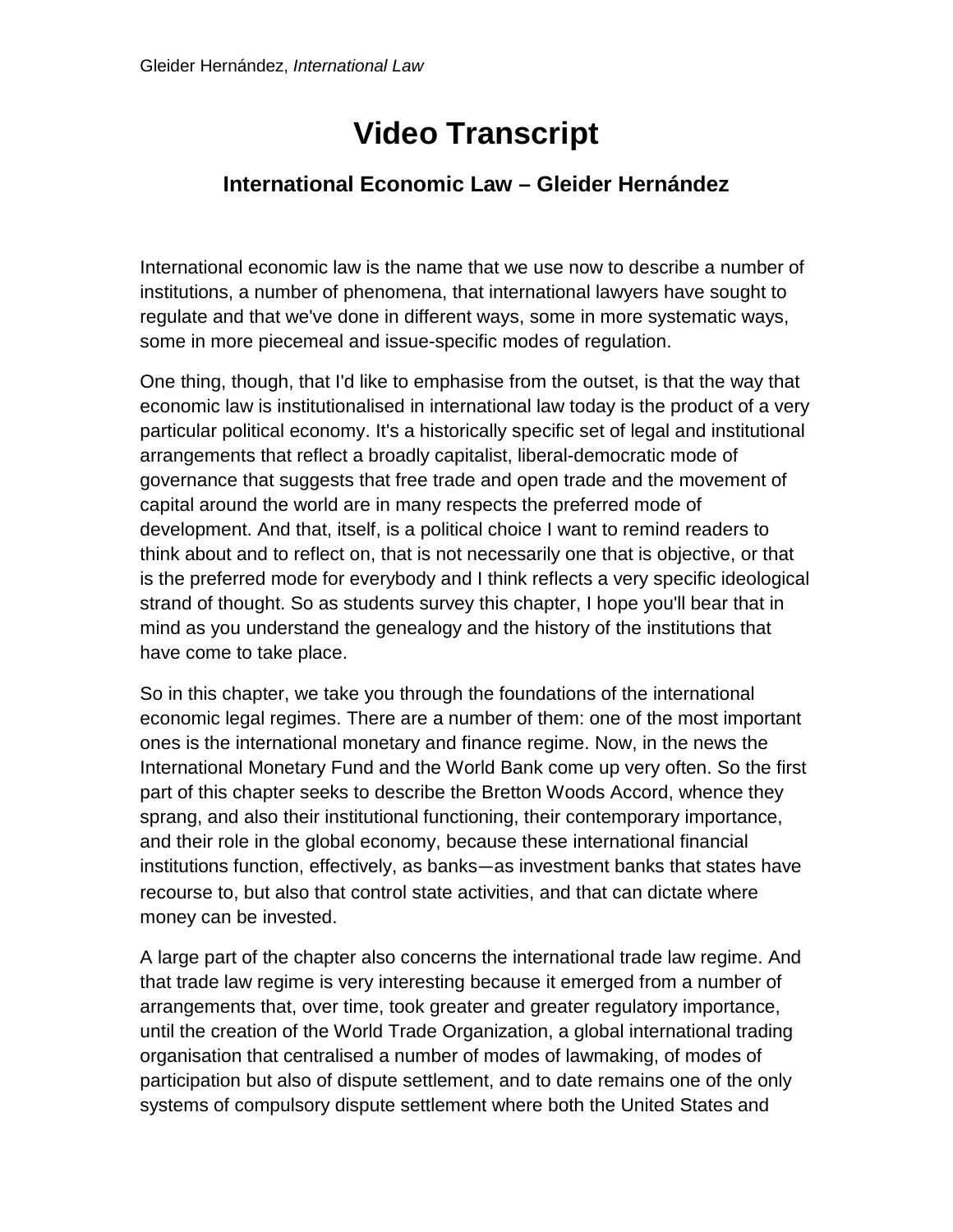# Video Transcript

## International Economic Law – Gleider Hernández

International economic law is the name that we use now to describe a number of institutions, a number of phenomena, that international lawyers have sought to regulate and that we've done in different ways, some in more systematic ways, some in more piecemeal and issue-specific modes of regulation.

One thing, though, that I'd like to emphasise from the outset, is that the way that economic law is institutionalised in international law today is the product of a very particular political economy. It's a historically specific set of legal and institutional arrangements that reflect a broadly capitalist, liberal-democratic mode of governance that suggests that free trade and open trade and the movement of capital around the world are in many respects the preferred mode of development. And that, itself, is a political choice I want to remind readers to think about and to reflect on, that is not necessarily one that is objective, or that is the preferred mode for everybody and I think reflects a very specific ideological strand of thought. So as students survey this chapter, I hope you'll bear that in mind as you understand the genealogy and the history of the institutions that have come to take place.

So in this chapter, we take you through the foundations of the international economic legal regimes. There are a number of them: one of the most important ones is the international monetary and finance regime. Now, in the news the International Monetary Fund and the World Bank come up very often. So the first part of this chapter seeks to describe the Bretton Woods Accord, whence they sprang, and also their institutional functioning, their contemporary importance, and their role in the global economy, because these international financial institutions function, effectively, as banks—as investment banks that states have recourse to, but also that control state activities, and that can dictate where money can be invested.

A large part of the chapter also concerns the international trade law regime. And that trade law regime is very interesting because it emerged from a number of arrangements that, over time, took greater and greater regulatory importance, until the creation of the World Trade Organization, a global international trading organisation that centralised a number of modes of lawmaking, of modes of participation but also of dispute settlement, and to date remains one of the only systems of compulsory dispute settlement where both the United States and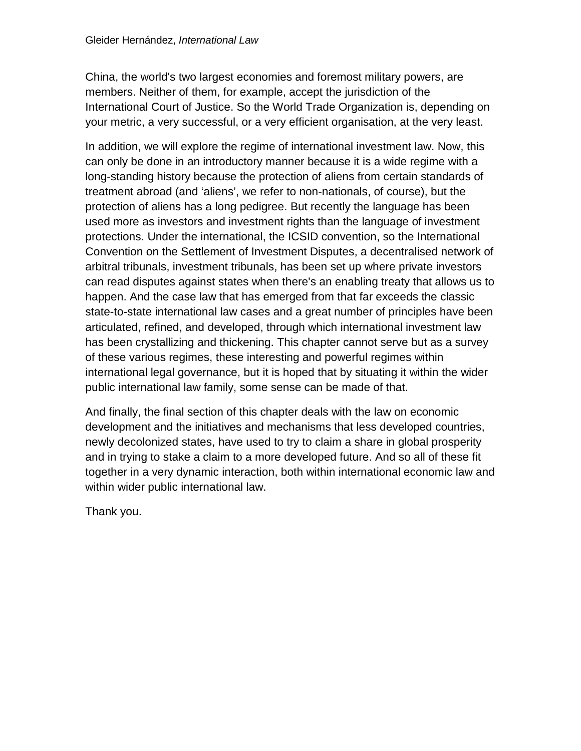China, the world's two largest economies and foremost military powers, are members. Neither of them, for example, accept the jurisdiction of the International Court of Justice. So the World Trade Organization is, depending on your metric, a very successful, or a very efficient organisation, at the very least.

In addition, we will explore the regime of international investment law. Now, this can only be done in an introductory manner because it is a wide regime with a long-standing history because the protection of aliens from certain standards of treatment abroad (and 'aliens', we refer to non-nationals, of course), but the protection of aliens has a long pedigree. But recently the language has been used more as investors and investment rights than the language of investment protections. Under the international, the ICSID convention, so the International Convention on the Settlement of Investment Disputes, a decentralised network of arbitral tribunals, investment tribunals, has been set up where private investors can read disputes against states when there's an enabling treaty that allows us to happen. And the case law that has emerged from that far exceeds the classic state-to-state international law cases and a great number of principles have been articulated, refined, and developed, through which international investment law has been crystallizing and thickening. This chapter cannot serve but as a survey of these various regimes, these interesting and powerful regimes within international legal governance, but it is hoped that by situating it within the wider public international law family, some sense can be made of that.

And finally, the final section of this chapter deals with the law on economic development and the initiatives and mechanisms that less developed countries, newly decolonized states, have used to try to claim a share in global prosperity and in trying to stake a claim to a more developed future. And so all of these fit together in a very dynamic interaction, both within international economic law and within wider public international law.

Thank you.